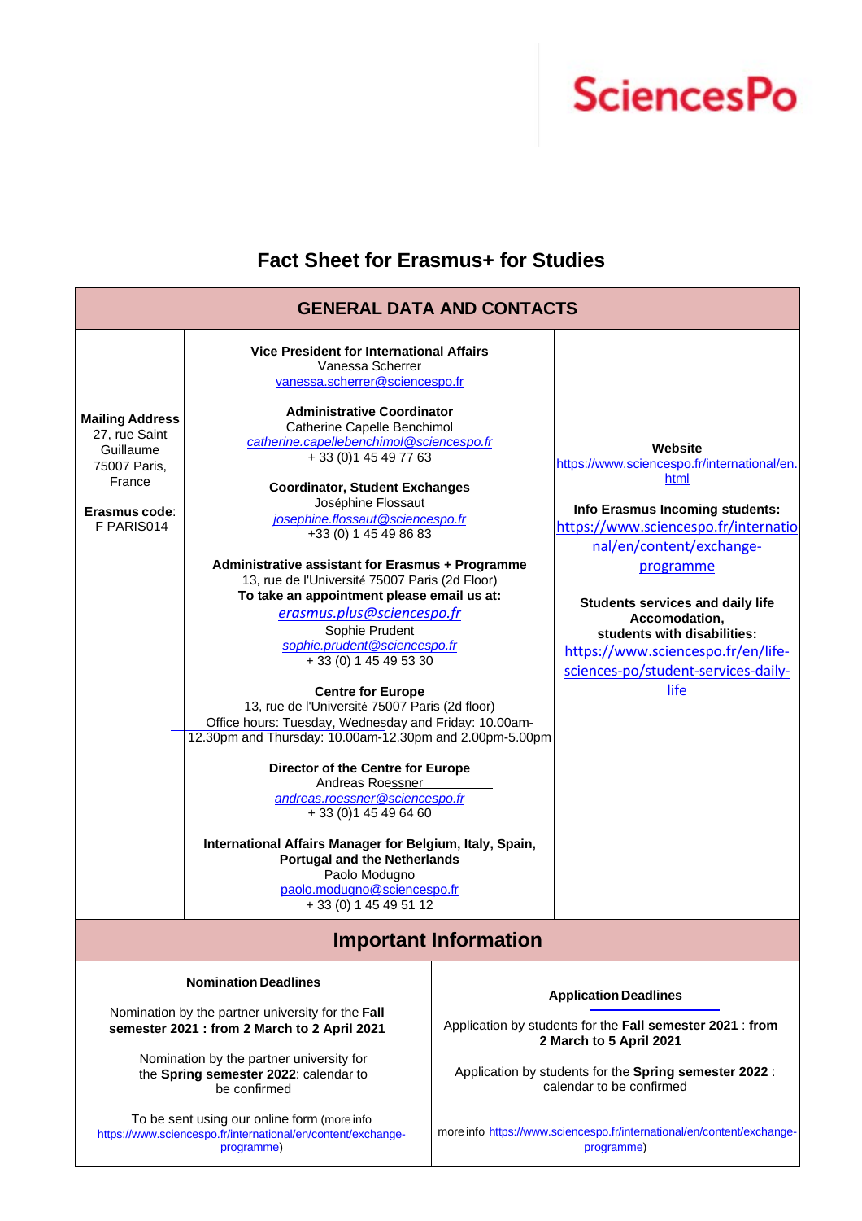SciencesPo

# Fact Sheet for Erasmus+ for Studies

## GENERAL DATA AND CONTACTS

**Mailing Address**
27, rue Saint Guillaume
75007 Paris, France

**Erasmus code**: F PARIS014

**Vice President for International Affairs**
Vanessa Scherrer
vanessa.scherrer@sciencespo.fr

**Administrative Coordinator**
Catherine Capelle Benchimol
*catherine.capellebenchimol@sciencespo.fr*
+ 33 (0)1 45 49 77 63

**Coordinator, Student Exchanges**
Joséphine Flossaut
*josephine.flossaut@sciencespo.fr*
+33 (0) 1 45 49 86 83

**Administrative assistant for Erasmus + Programme**
13, rue de l'Université 75007 Paris (2d Floor)
**To take an appointment please email us at:**
*erasmus.plus@sciencespo.fr*
Sophie Prudent
*sophie.prudent@sciencespo.fr*
+ 33 (0) 1 45 49 53 30

**Centre for Europe**
13, rue de l'Université 75007 Paris (2d floor)
Office hours: Tuesday, Wednesday and Friday: 10.00am-12.30pm and Thursday: 10.00am-12.30pm and 2.00pm-5.00pm

**Director of the Centre for Europe**
Andreas Roessner
*andreas.roessner@sciencespo.fr*
+ 33 (0)1 45 49 64 60

**International Affairs Manager for Belgium, Italy, Spain, Portugal and the Netherlands**
Paolo Modugno
paolo.modugno@sciencespo.fr
+ 33 (0) 1 45 49 51 12

**Website**
https://www.sciencespo.fr/international/en.html

**Info Erasmus Incoming students:**
https://www.sciencespo.fr/international/en/content/exchange-programme

**Students services and daily life Accomodation, students with disabilities:**
https://www.sciencespo.fr/en/life-sciences-po/student-services-daily-life

## Important Information

**Nomination Deadlines**

Nomination by the partner university for the **Fall semester 2021 : from 2 March to 2 April 2021**

Nomination by the partner university for the **Spring semester 2022**: calendar to be confirmed

To be sent using our online form (more info https://www.sciencespo.fr/international/en/content/exchange-programme)

**Application Deadlines**

Application by students for the **Fall semester 2021** : **from 2 March to 5 April 2021**

Application by students for the **Spring semester 2022** : calendar to be confirmed

more info https://www.sciencespo.fr/international/en/content/exchange-programme)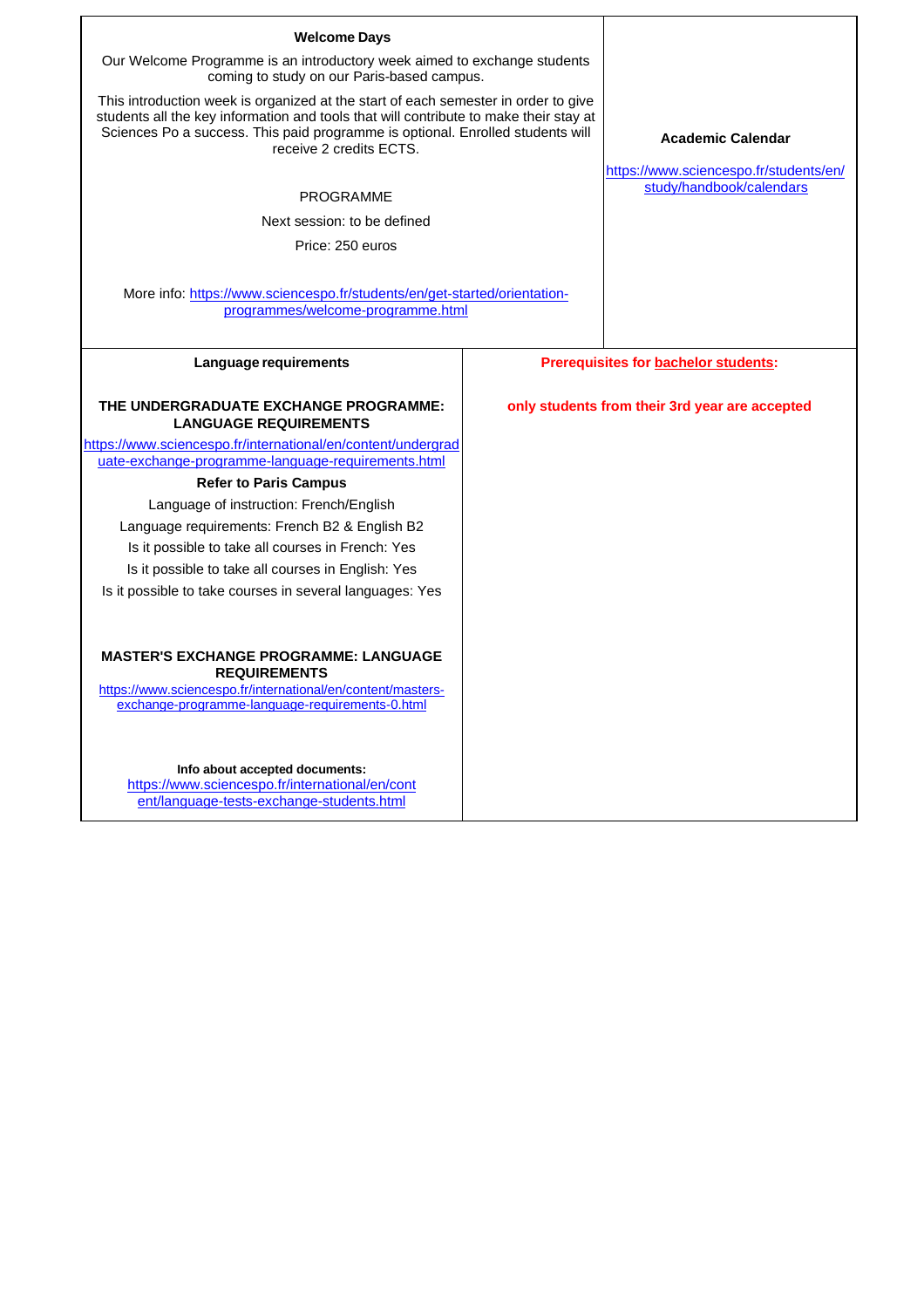| | |
|---|---|
| **Welcome Days**<br><br>Our Welcome Programme is an introductory week aimed to exchange students coming to study on our Paris-based campus.<br><br>This introduction week is organized at the start of each semester in order to give students all the key information and tools that will contribute to make their stay at Sciences Po a success. This paid programme is optional. Enrolled students will receive 2 credits ECTS.<br><br>PROGRAMME<br><br>Next session: to be defined<br><br>Price: 250 euros<br><br>More info: https://www.sciencespo.fr/students/en/get-started/orientation-programmes/welcome-programme.html | **Academic Calendar**<br><br>https://www.sciencespo.fr/students/en/study/handbook/calendars |

| | |
|---|---|
| **Language requirements**<br><br>**THE UNDERGRADUATE EXCHANGE PROGRAMME: LANGUAGE REQUIREMENTS**<br><br>https://www.sciencespo.fr/international/en/content/undergraduate-exchange-programme-language-requirements.html<br><br>**Refer to Paris Campus**<br><br>Language of instruction: French/English<br><br>Language requirements: French B2 & English B2<br><br>Is it possible to take all courses in French: Yes<br><br>Is it possible to take all courses in English: Yes<br><br>Is it possible to take courses in several languages: Yes<br><br>**MASTER'S EXCHANGE PROGRAMME: LANGUAGE REQUIREMENTS**<br><br>https://www.sciencespo.fr/international/en/content/masters-exchange-programme-language-requirements-0.html<br><br>**Info about accepted documents:**<br><br>https://www.sciencespo.fr/international/en/content/language-tests-exchange-students.html | **Prerequisites for bachelor students:**<br><br>**only students from their 3rd year are accepted** |